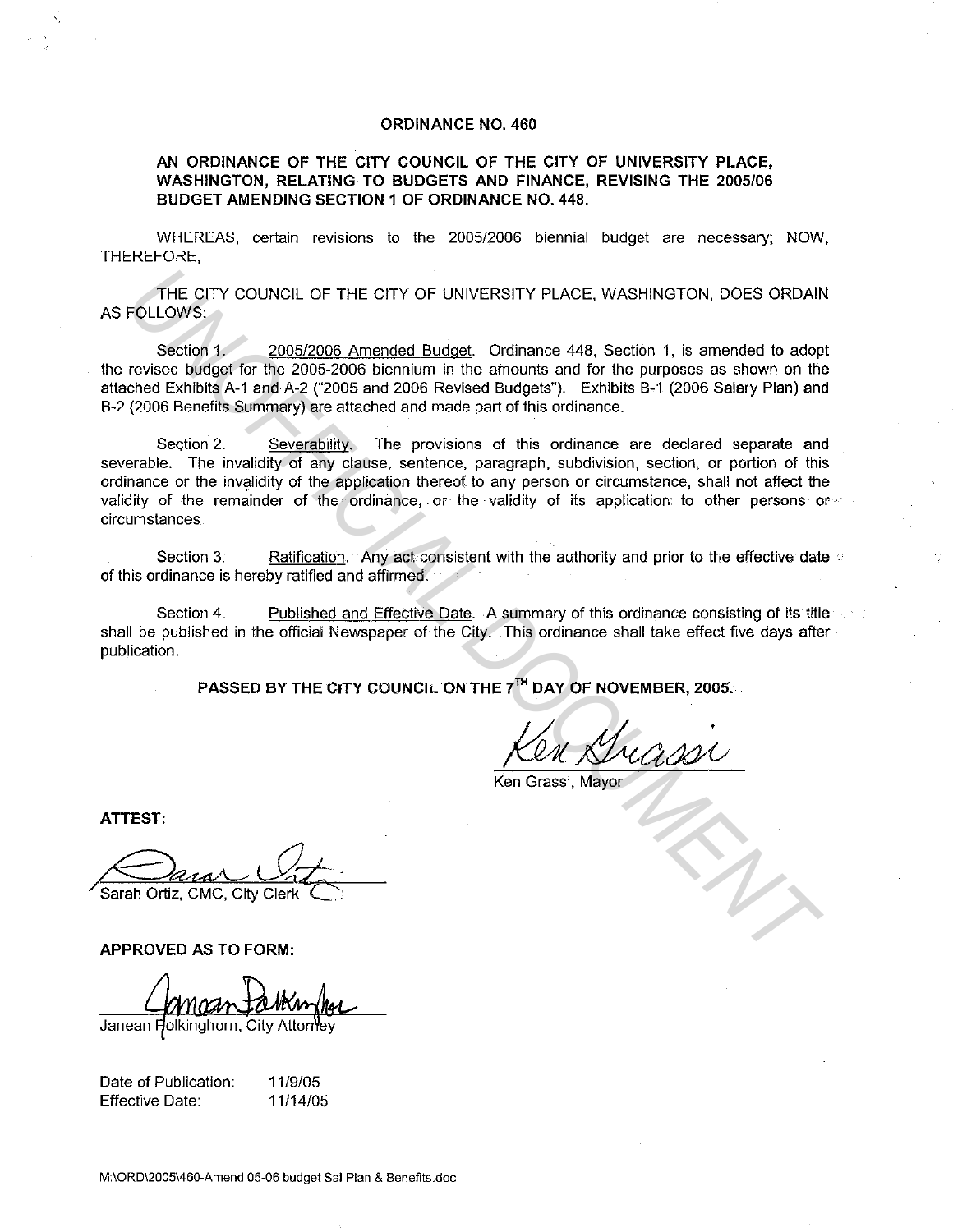# ORDINANCE NO. 460

## AN ORDINANCE OF THE CITY COUNCIL OF THE CITY OF UNIVERSITY PLACE, WASHINGTON, RELATING TO BUDGETS AND FINANCE, REVISING THE 2005/06 BUDGET AMENDING SECTION 1 OF ORDINANCE NO. 448.

WHEREAS, certain revisions to the 2005/2006 biennial budget are necessary; NOW, THEREFORE,

THE CITY COUNCIL OF THE CITY OF UNIVERSITY PLACE, WASHINGTON, DOES ORDAIN AS FOLLOWS:

Section 1. 2005/2006 Amended Budget. Ordinance 448, Section 1, is amended to adopt the revised budget for the 2005-2006 biennium in the amounts and for the purposes as shown on the attached Exhibits A-1 and A-2 ("2005 and 2006 Revised Budgets"). Exhibits B-1 (2006 Salary Plan) and B-2 (2006 Benefits Summary) are attached and made part of this ordinance.

Section 2. Severability. The provisions of this ordinance are declared separate and severable. The invalidity of any clause, sentence, paragraph, subdivision, section, or portion of this ordinance or the invalidity of the application thereof to any person or circumstance, shall not affect the validity of the remainder of the ordinance, or the validity of its application to other persons or circumstances.

Section 3. Ratification. Any act consistent with the authority and prior to the effective date of this ordinance is hereby ratified and affirmed.

Section 4. Published and Effective Date. A summary of this ordinance consisting of its title shall be published in the official Newspaper of the City. This ordinance shall take effect five days after publication.

**PASSED BY THE CITY COUNCIL ON THE 7TH DAY OF NOVEMBER, 2005.**

Ken Grassi, Mayor

**ATTEST:**

Sarah Ortiz, CMC, City Clerk

**APPROVED AS TO FORM:**

Janean Polkinghorn, City Attorney

| | |
|---|---|
| Date of Publication: | 11/9/05 |
| Effective Date: | 11/14/05 |

M:\ORD\2005\460-Amend 05-06 budget Sal Plan & Benefits.doc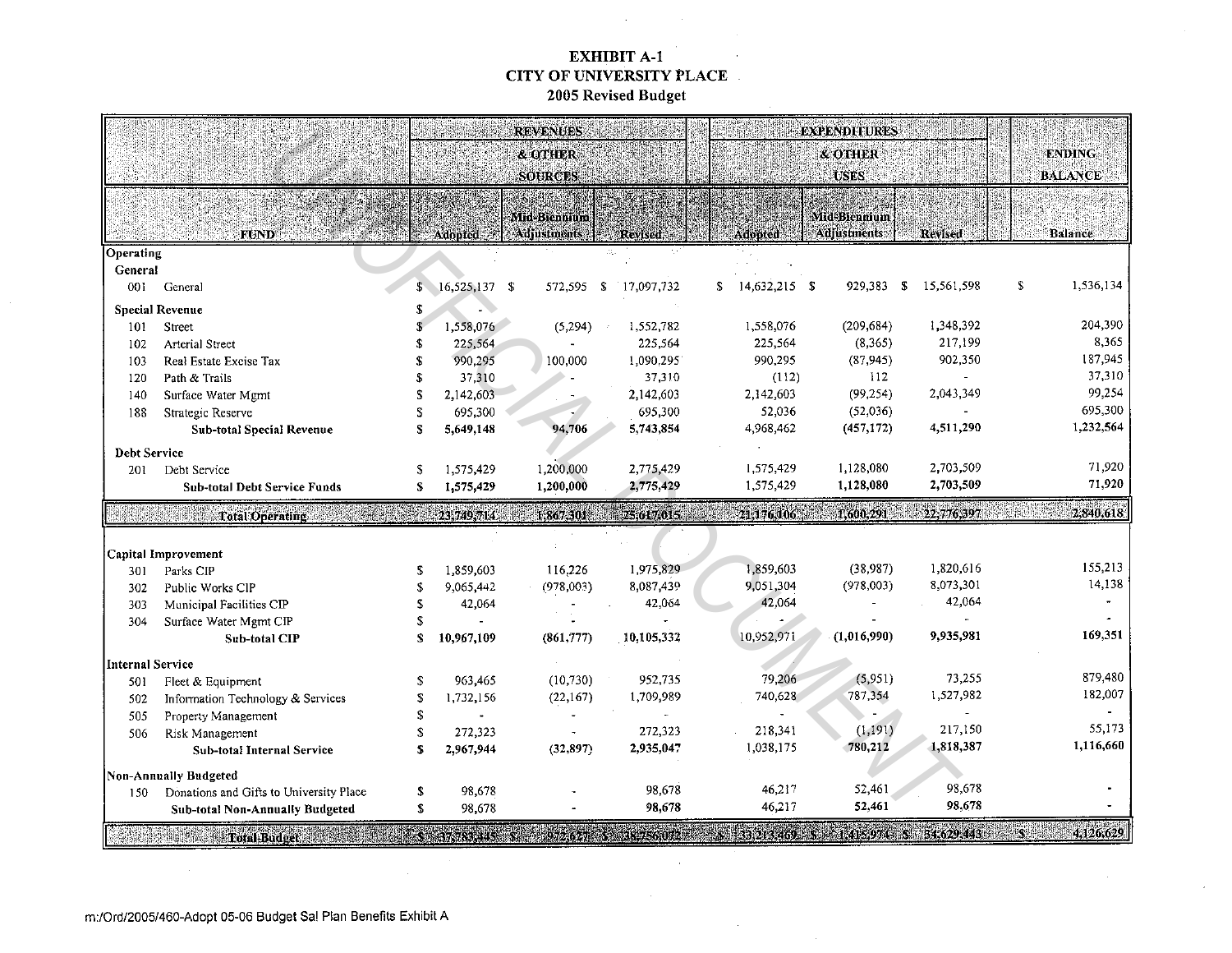# EXHIBIT A-1
## CITY OF UNIVERSITY PLACE
### 2005 Revised Budget

| FUND | | REVENUES & OTHER SOURCES | | | EXPENDITURES & OTHER USES | | | ENDING BALANCE |
|---|---|---|---|---|---|---|---|---|
| | | Adopted | Mid-Biennium Adjustments | Revised | Adopted | Mid-Biennium Adjustments | Revised | Balance |
| **Operating** | | | | | | | | |
| **General** | | | | | | | | |
| 001 | General | $ 16,525,137 | $ 572,595 | $ 17,097,732 | $ 14,632,215 | $ 929,383 | $ 15,561,598 | $ 1,536,134 |
| **Special Revenue** | | $ - | | | | | | |
| 101 | Street | $ 1,558,076 | (5,294) | 1,552,782 | 1,558,076 | (209,684) | 1,348,392 | 204,390 |
| 102 | Arterial Street | $ 225,564 | - | 225,564 | 225,564 | (8,365) | 217,199 | 8,365 |
| 103 | Real Estate Excise Tax | $ 990,295 | 100,000 | 1,090,295 | 990,295 | (87,945) | 902,350 | 187,945 |
| 120 | Path & Trails | $ 37,310 | - | 37,310 | (112) | 112 | - | 37,310 |
| 140 | Surface Water Mgmt | $ 2,142,603 | - | 2,142,603 | 2,142,603 | (99,254) | 2,043,349 | 99,254 |
| 188 | Strategic Reserve | $ 695,300 | - | 695,300 | 52,036 | (52,036) | - | 695,300 |
| | **Sub-total Special Revenue** | **$ 5,649,148** | **94,706** | **5,743,854** | 4,968,462 | **(457,172)** | **4,511,290** | **1,232,564** |
| **Debt Service** | | | | | | | | |
| 201 | Debt Service | $ 1,575,429 | 1,200,000 | 2,775,429 | 1,575,429 | 1,128,080 | 2,703,509 | 71,920 |
| | **Sub-total Debt Service Funds** | **$ 1,575,429** | **1,200,000** | **2,775,429** | 1,575,429 | **1,128,080** | **2,703,509** | **71,920** |
| | **Total Operating** | **23,749,714** | **1,867,301** | **25,617,015** | **21,176,106** | **1,600,291** | **22,776,397** | **2,840,618** |
| **Capital Improvement** | | | | | | | | |
| 301 | Parks CIP | $ 1,859,603 | 116,226 | 1,975,829 | 1,859,603 | (38,987) | 1,820,616 | 155,213 |
| 302 | Public Works CIP | $ 9,065,442 | (978,003) | 8,087,439 | 9,051,304 | (978,003) | 8,073,301 | 14,138 |
| 303 | Municipal Facilities CIP | $ 42,064 | - | 42,064 | 42,064 | - | 42,064 | - |
| 304 | Surface Water Mgmt CIP | $ - | - | - | - | - | - | - |
| | **Sub-total CIP** | **$ 10,967,109** | **(861,777)** | **10,105,332** | 10,952,971 | **(1,016,990)** | **9,935,981** | **169,351** |
| **Internal Service** | | | | | | | | |
| 501 | Fleet & Equipment | $ 963,465 | (10,730) | 952,735 | 79,206 | (5,951) | 73,255 | 879,480 |
| 502 | Information Technology & Services | $ 1,732,156 | (22,167) | 1,709,989 | 740,628 | 787,354 | 1,527,982 | 182,007 |
| 505 | Property Management | $ - | - | - | - | - | - | - |
| 506 | Risk Management | $ 272,323 | - | 272,323 | 218,341 | (1,191) | 217,150 | 55,173 |
| | **Sub-total Internal Service** | **$ 2,967,944** | **(32,897)** | **2,935,047** | 1,038,175 | **780,212** | **1,818,387** | **1,116,660** |
| **Non-Annually Budgeted** | | | | | | | | |
| 150 | Donations and Gifts to University Place | $ 98,678 | - | 98,678 | 46,217 | 52,461 | 98,678 | - |
| | **Sub-total Non-Annually Budgeted** | **$ 98,678** | **-** | **98,678** | 46,217 | **52,461** | **98,678** | **-** |
| | **Total Budget** | **$ 37,783,445** | **$ 972,627** | **$ 38,756,072** | **$ 33,213,469** | **$ 1,415,974** | **$ 34,629,443** | **$ 4,126,629** |

m:/Ord/2005/460-Adopt 05-06 Budget Sal Plan Benefits Exhibit A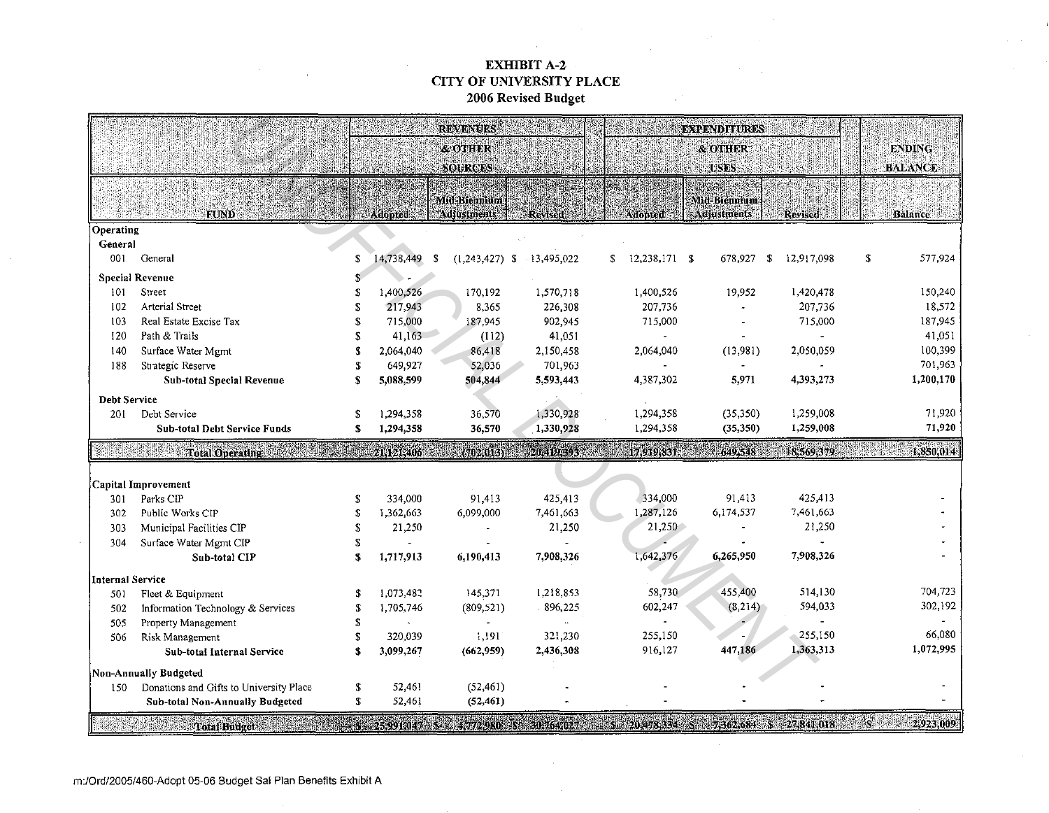# EXHIBIT A-2
## CITY OF UNIVERSITY PLACE
### 2006 Revised Budget

| | FUND | REVENUES & OTHER SOURCES | | | EXPENDITURES & OTHER USES | | | ENDING BALANCE |
|---|---|---|---|---|---|---|---|---|
| | | Adopted | Mid-Biennium Adjustments | Revised | Adopted | Mid-Biennium Adjustments | Revised | Balance |
| **Operating** | | | | | | | | |
| **General** | | | | | | | | |
| 001 | General | $ 14,738,449 | $ (1,243,427) | $ 13,495,022 | $ 12,238,171 | $ 678,927 | $ 12,917,098 | $ 577,924 |
| **Special Revenue** | | $ - | | | | | | |
| 101 | Street | $ 1,400,526 | 170,192 | 1,570,718 | 1,400,526 | 19,952 | 1,420,478 | 150,240 |
| 102 | Arterial Street | $ 217,943 | 8,365 | 226,308 | 207,736 | - | 207,736 | 18,572 |
| 103 | Real Estate Excise Tax | $ 715,000 | 187,945 | 902,945 | 715,000 | - | 715,000 | 187,945 |
| 120 | Path & Trails | $ 41,163 | (112) | 41,051 | - | - | - | 41,051 |
| 140 | Surface Water Mgmt | $ 2,064,040 | 86,418 | 2,150,458 | 2,064,040 | (13,981) | 2,050,059 | 100,399 |
| 188 | Strategic Reserve | $ 649,927 | 52,036 | 701,963 | - | - | - | 701,963 |
| | **Sub-total Special Revenue** | **$ 5,088,599** | **504,844** | **5,593,443** | **4,387,302** | **5,971** | **4,393,273** | **1,200,170** |
| **Debt Service** | | | | | | | | |
| 201 | Debt Service | $ 1,294,358 | 36,570 | 1,330,928 | 1,294,358 | (35,350) | 1,259,008 | 71,920 |
| | **Sub-total Debt Service Funds** | **$ 1,294,358** | **36,570** | **1,330,928** | **1,294,358** | **(35,350)** | **1,259,008** | **71,920** |
| | **Total Operating** | **21,121,406** | **(702,013)** | **20,419,393** | **17,919,831** | **649,548** | **18,569,379** | **1,850,014** |
| **Capital Improvement** | | | | | | | | |
| 301 | Parks CIP | $ 334,000 | 91,413 | 425,413 | 334,000 | 91,413 | 425,413 | - |
| 302 | Public Works CIP | $ 1,362,663 | 6,099,000 | 7,461,663 | 1,287,126 | 6,174,537 | 7,461,663 | - |
| 303 | Municipal Facilities CIP | $ 21,250 | - | 21,250 | 21,250 | - | 21,250 | - |
| 304 | Surface Water Mgmt CIP | $ - | - | - | - | - | - | - |
| | **Sub-total CIP** | **$ 1,717,913** | **6,190,413** | **7,908,326** | **1,642,376** | **6,265,950** | **7,908,326** | - |
| **Internal Service** | | | | | | | | |
| 501 | Fleet & Equipment | $ 1,073,482 | 145,371 | 1,218,853 | 58,730 | 455,400 | 514,130 | 704,723 |
| 502 | Information Technology & Services | $ 1,705,746 | (809,521) | 896,225 | 602,247 | (8,214) | 594,033 | 302,192 |
| 505 | Property Management | $ - | - | - | - | - | - | - |
| 506 | Risk Management | $ 320,039 | 1,191 | 321,230 | 255,150 | - | 255,150 | 66,080 |
| | **Sub-total Internal Service** | **$ 3,099,267** | **(662,959)** | **2,436,308** | **916,127** | **447,186** | **1,363,313** | **1,072,995** |
| **Non-Annually Budgeted** | | | | | | | | |
| 150 | Donations and Gifts to University Place | $ 52,461 | (52,461) | - | - | - | - | - |
| | **Sub-total Non-Annually Budgeted** | **$ 52,461** | **(52,461)** | - | - | - | - | - |
| | **Total Budget** | **$ 25,991,047** | **$ 4,772,980** | **$ 30,764,027** | **$ 20,478,334** | **$ 7,362,684** | **$ 27,841,018** | **$ 2,923,009** |

m:/Ord/2005/460-Adopt 05-06 Budget Sal Plan Benefits Exhibit A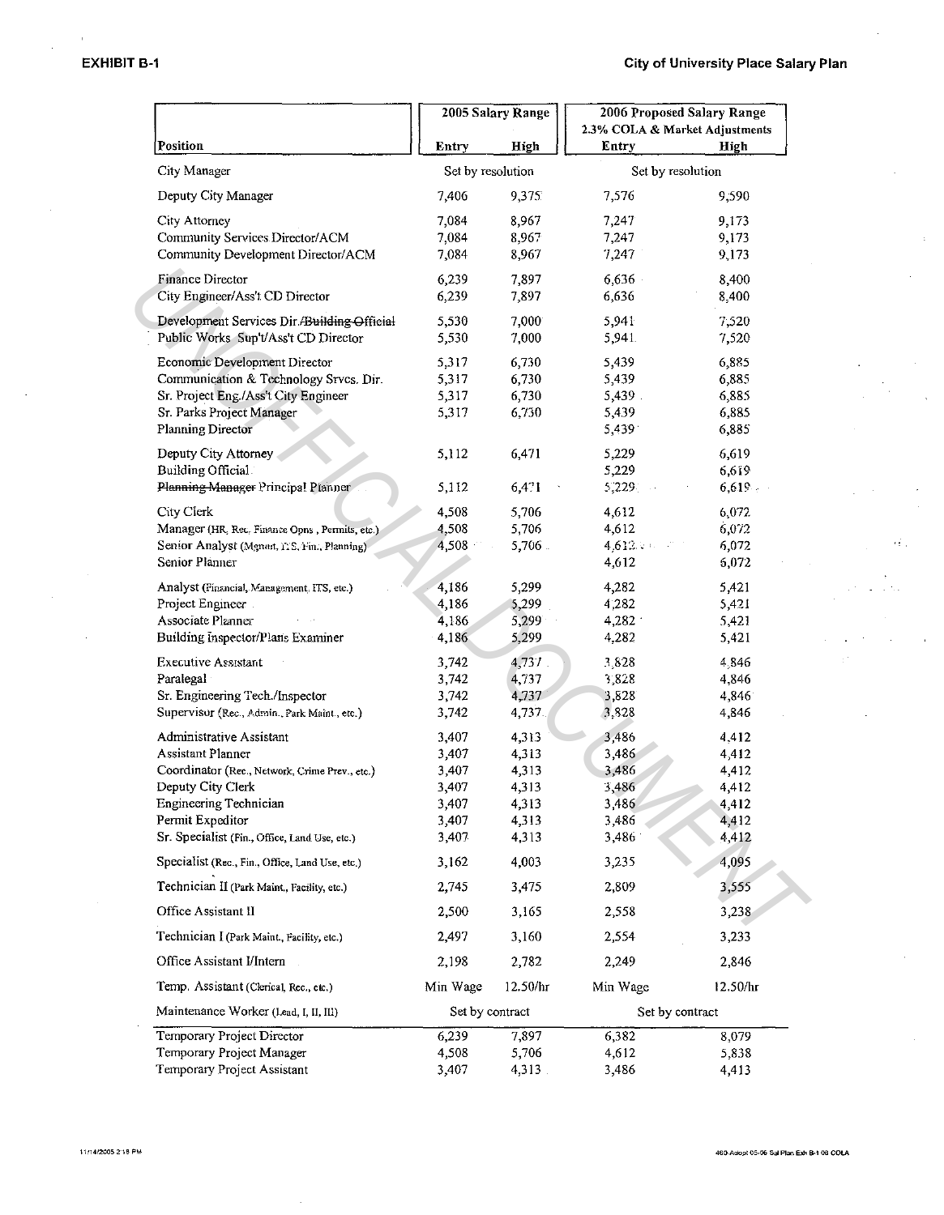**EXHIBIT B-1** **City of University Place Salary Plan**

| Position | 2005 Salary Range | | 2006 Proposed Salary Range 2.3% COLA & Market Adjustments | |
|---|---|---|---|---|
| | Entry | High | Entry | High |
| City Manager | Set by resolution | | Set by resolution | |
| Deputy City Manager | 7,406 | 9,375 | 7,576 | 9,590 |
| City Attorney | 7,084 | 8,967 | 7,247 | 9,173 |
| Community Services Director/ACM | 7,084 | 8,967 | 7,247 | 9,173 |
| Community Development Director/ACM | 7,084 | 8,967 | 7,247 | 9,173 |
| Finance Director | 6,239 | 7,897 | 6,636 | 8,400 |
| City Engineer/Ass't CD Director | 6,239 | 7,897 | 6,636 | 8,400 |
| Development Services Dir. ~~/Building Official~~ | 5,530 | 7,000 | 5,941 | 7,520 |
| Public Works Sup't/Ass't CD Director | 5,530 | 7,000 | 5,941 | 7,520 |
| Economic Development Director | 5,317 | 6,730 | 5,439 | 6,885 |
| Communication & Technology Srvcs. Dir. | 5,317 | 6,730 | 5,439 | 6,885 |
| Sr. Project Eng./Ass't City Engineer | 5,317 | 6,730 | 5,439 | 6,885 |
| Sr. Parks Project Manager | 5,317 | 6,730 | 5,439 | 6,885 |
| Planning Director | | | 5,439 | 6,885 |
| Deputy City Attorney | 5,112 | 6,471 | 5,229 | 6,619 |
| Building Official | | | 5,229 | 6,619 |
| ~~Planning Manager~~ Principal Planner | 5,112 | 6,471 | 5,229 | 6,619 |
| City Clerk | 4,508 | 5,706 | 4,612 | 6,072 |
| Manager (HR, Rec., Finance Opns., Permits, etc.) | 4,508 | 5,706 | 4,612 | 6,072 |
| Senior Analyst (Mgmt, ITS, Fin., Planning) | 4,508 | 5,706 | 4,612 | 6,072 |
| Senior Planner | | | 4,612 | 6,072 |
| Analyst (Financial, Management, ITS, etc.) | 4,186 | 5,299 | 4,282 | 5,421 |
| Project Engineer | 4,186 | 5,299 | 4,282 | 5,421 |
| Associate Planner | 4,186 | 5,299 | 4,282 | 5,421 |
| Building Inspector/Plans Examiner | 4,186 | 5,299 | 4,282 | 5,421 |
| Executive Assistant | 3,742 | 4,737 | 3,828 | 4,846 |
| Paralegal | 3,742 | 4,737 | 3,828 | 4,846 |
| Sr. Engineering Tech./Inspector | 3,742 | 4,737 | 3,828 | 4,846 |
| Supervisor (Rec., Admin., Park Maint., etc.) | 3,742 | 4,737 | 3,828 | 4,846 |
| Administrative Assistant | 3,407 | 4,313 | 3,486 | 4,412 |
| Assistant Planner | 3,407 | 4,313 | 3,486 | 4,412 |
| Coordinator (Rec., Network, Crime Prev., etc.) | 3,407 | 4,313 | 3,486 | 4,412 |
| Deputy City Clerk | 3,407 | 4,313 | 3,486 | 4,412 |
| Engineering Technician | 3,407 | 4,313 | 3,486 | 4,412 |
| Permit Expeditor | 3,407 | 4,313 | 3,486 | 4,412 |
| Sr. Specialist (Fin., Office, Land Use, etc.) | 3,407 | 4,313 | 3,486 | 4,412 |
| Specialist (Rec., Fin., Office, Land Use, etc.) | 3,162 | 4,003 | 3,235 | 4,095 |
| Technician II (Park Maint., Facility, etc.) | 2,745 | 3,475 | 2,809 | 3,555 |
| Office Assistant II | 2,500 | 3,165 | 2,558 | 3,238 |
| Technician I (Park Maint., Facility, etc.) | 2,497 | 3,160 | 2,554 | 3,233 |
| Office Assistant I/Intern | 2,198 | 2,782 | 2,249 | 2,846 |
| Temp. Assistant (Clerical, Rec., etc.) | Min Wage | 12.50/hr | Min Wage | 12.50/hr |
| Maintenance Worker (Lead, I, II, III) | Set by contract | | Set by contract | |
| Temporary Project Director | 6,239 | 7,897 | 6,382 | 8,079 |
| Temporary Project Manager | 4,508 | 5,706 | 4,612 | 5,838 |
| Temporary Project Assistant | 3,407 | 4,313 | 3,486 | 4,413 |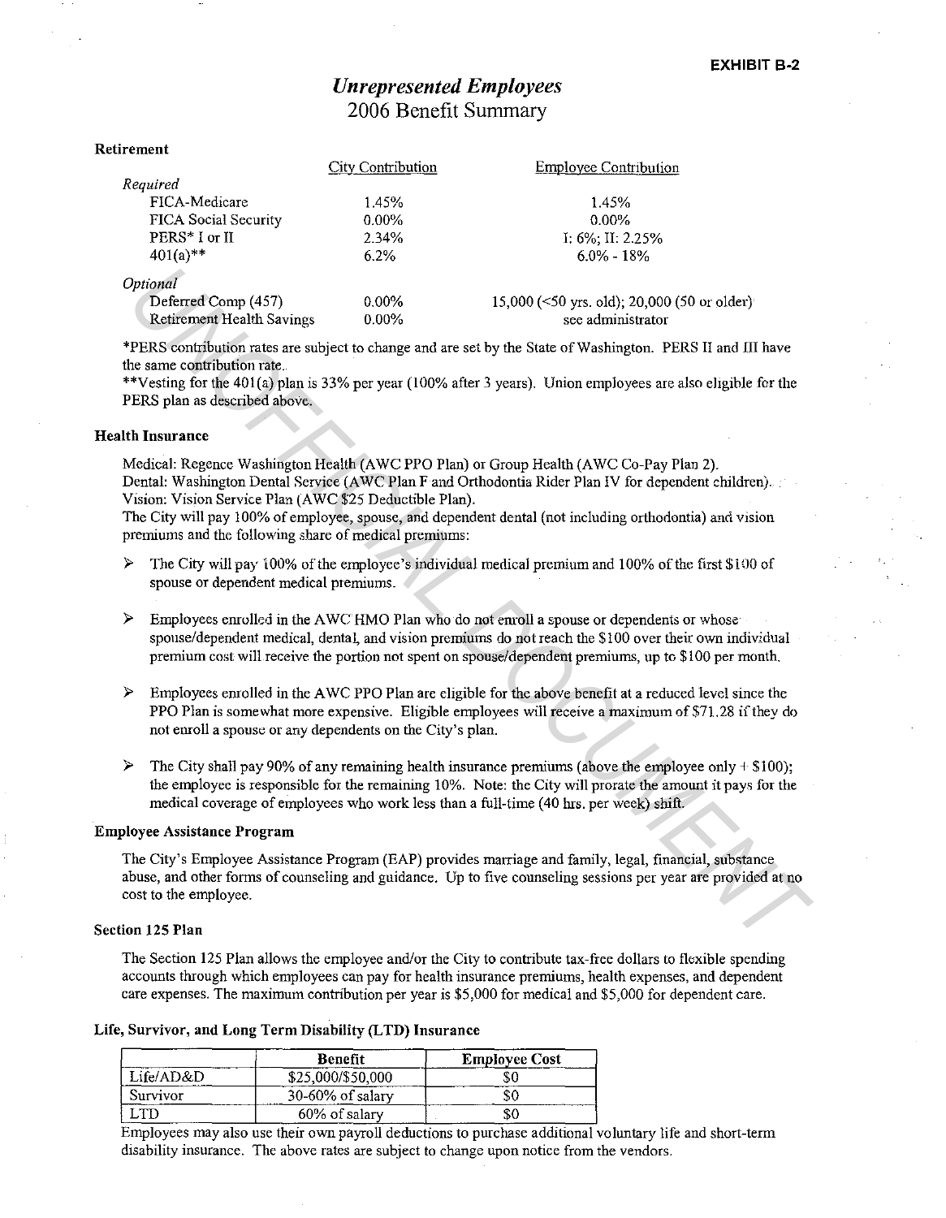EXHIBIT B-2

# *Unrepresented Employees*

## 2006 Benefit Summary

### Retirement

| | City Contribution | Employee Contribution |
|---|---|---|
| *Required* | | |
| FICA-Medicare | 1.45% | 1.45% |
| FICA Social Security | 0.00% | 0.00% |
| PERS* I or II | 2.34% | I: 6%; II: 2.25% |
| 401(a)** | 6.2% | 6.0% - 18% |
| *Optional* | | |
| Deferred Comp (457) | 0.00% | 15,000 (<50 yrs. old); 20,000 (50 or older) |
| Retirement Health Savings | 0.00% | see administrator |

*PERS contribution rates are subject to change and are set by the State of Washington. PERS II and III have the same contribution rate.

**Vesting for the 401(a) plan is 33% per year (100% after 3 years). Union employees are also eligible for the PERS plan as described above.

### Health Insurance

Medical: Regence Washington Health (AWC PPO Plan) or Group Health (AWC Co-Pay Plan 2).
Dental: Washington Dental Service (AWC Plan F and Orthodontia Rider Plan IV for dependent children).
Vision: Vision Service Plan (AWC $25 Deductible Plan).
The City will pay 100% of employee, spouse, and dependent dental (not including orthodontia) and vision premiums and the following share of medical premiums:

- The City will pay 100% of the employee's individual medical premium and 100% of the first $100 of spouse or dependent medical premiums.
- Employees enrolled in the AWC HMO Plan who do not enroll a spouse or dependents or whose spouse/dependent medical, dental, and vision premiums do not reach the $100 over their own individual premium cost will receive the portion not spent on spouse/dependent premiums, up to $100 per month.
- Employees enrolled in the AWC PPO Plan are eligible for the above benefit at a reduced level since the PPO Plan is somewhat more expensive. Eligible employees will receive a maximum of $71.28 if they do not enroll a spouse or any dependents on the City's plan.
- The City shall pay 90% of any remaining health insurance premiums (above the employee only + $100); the employee is responsible for the remaining 10%. Note: the City will prorate the amount it pays for the medical coverage of employees who work less than a full-time (40 hrs. per week) shift.

### Employee Assistance Program

The City's Employee Assistance Program (EAP) provides marriage and family, legal, financial, substance abuse, and other forms of counseling and guidance. Up to five counseling sessions per year are provided at no cost to the employee.

### Section 125 Plan

The Section 125 Plan allows the employee and/or the City to contribute tax-free dollars to flexible spending accounts through which employees can pay for health insurance premiums, health expenses, and dependent care expenses. The maximum contribution per year is $5,000 for medical and $5,000 for dependent care.

### Life, Survivor, and Long Term Disability (LTD) Insurance

| | Benefit | Employee Cost |
|---|---|---|
| Life/AD&D | $25,000/$50,000 | $0 |
| Survivor | 30-60% of salary | $0 |
| LTD | 60% of salary | $0 |

Employees may also use their own payroll deductions to purchase additional voluntary life and short-term disability insurance. The above rates are subject to change upon notice from the vendors.